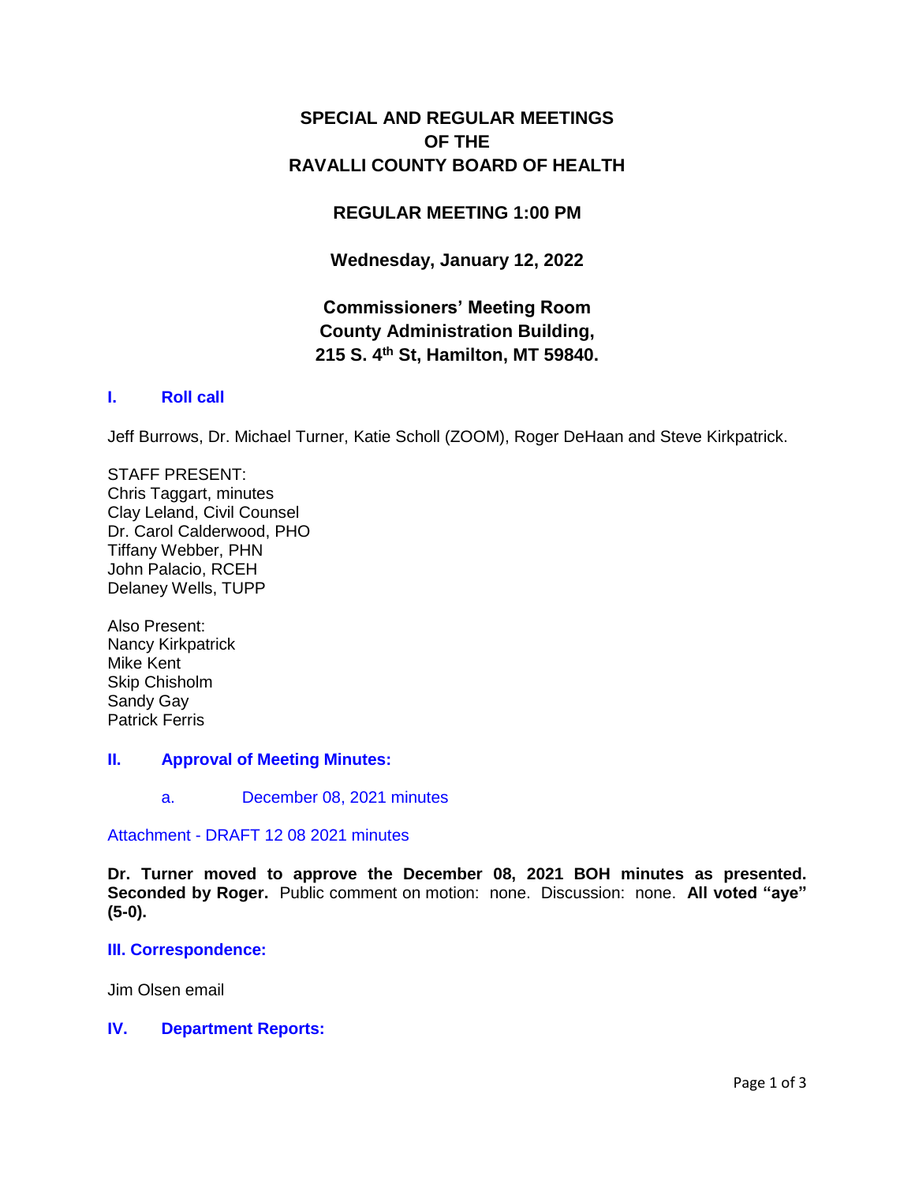# SPECIAL AND REGULAR MEETINGS OF THE RAVALLI COUNTY BOARD OF HEALTH

## REGULAR MEETING 1:00 PM

**Wednesday, January 12, 2022**

**Commissioners' Meeting Room**
**County Administration Building,**
**215 S. 4th St, Hamilton, MT 59840.**

### I. Roll call

Jeff Burrows, Dr. Michael Turner, Katie Scholl (ZOOM), Roger DeHaan and Steve Kirkpatrick.

STAFF PRESENT:
Chris Taggart, minutes
Clay Leland, Civil Counsel
Dr. Carol Calderwood, PHO
Tiffany Webber, PHN
John Palacio, RCEH
Delaney Wells, TUPP

Also Present:
Nancy Kirkpatrick
Mike Kent
Skip Chisholm
Sandy Gay
Patrick Ferris

### II. Approval of Meeting Minutes:

a. December 08, 2021 minutes

Attachment - DRAFT 12 08 2021 minutes

**Dr. Turner moved to approve the December 08, 2021 BOH minutes as presented. Seconded by Roger.** Public comment on motion: none. Discussion: none. **All voted "aye" (5-0).**

### III. Correspondence:

Jim Olsen email

### IV. Department Reports: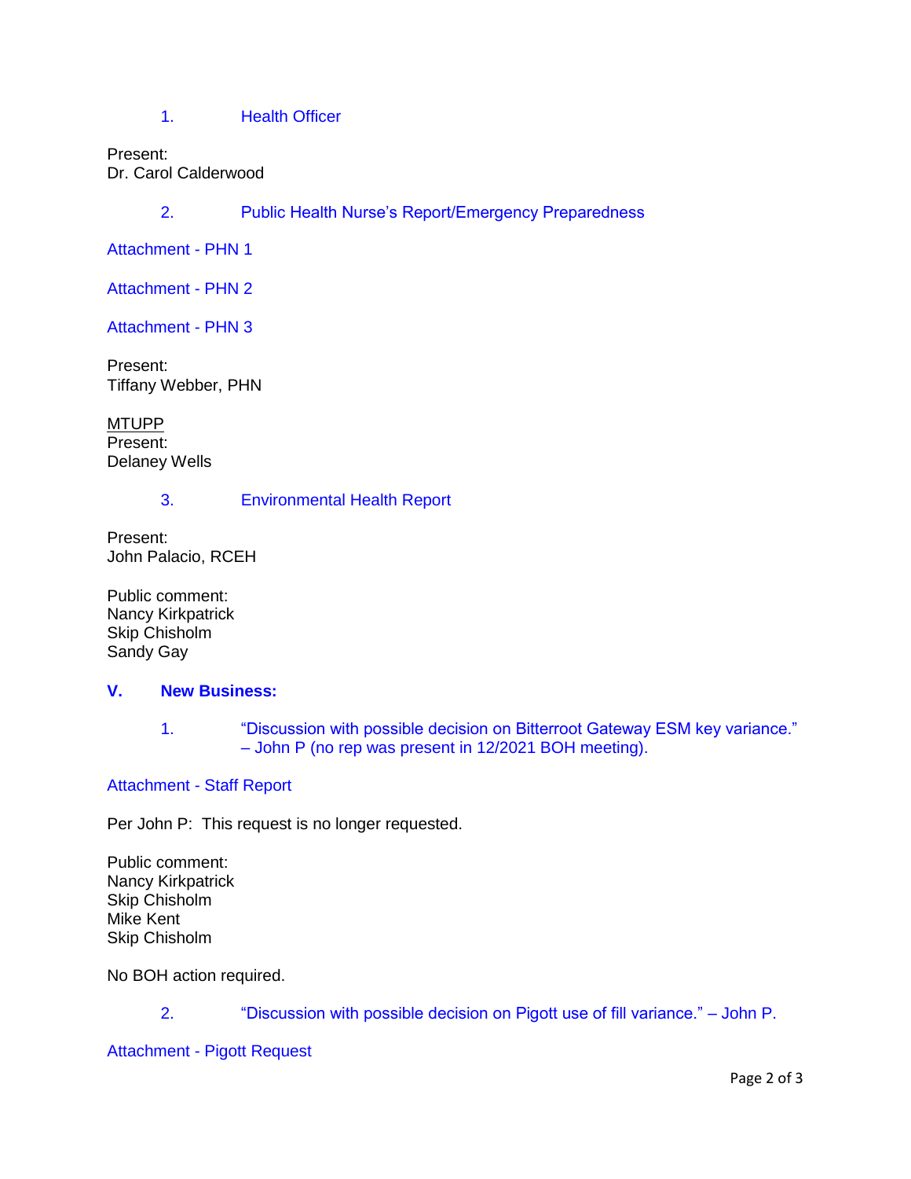1. Health Officer

Present:
Dr. Carol Calderwood

2. Public Health Nurse's Report/Emergency Preparedness

Attachment - PHN 1

Attachment - PHN 2

Attachment - PHN 3

Present:
Tiffany Webber, PHN

MTUPP
Present:
Delaney Wells

3. Environmental Health Report

Present:
John Palacio, RCEH

Public comment:
Nancy Kirkpatrick
Skip Chisholm
Sandy Gay

## V. New Business:

1. "Discussion with possible decision on Bitterroot Gateway ESM key variance." – John P (no rep was present in 12/2021 BOH meeting).

Attachment - Staff Report

Per John P: This request is no longer requested.

Public comment:
Nancy Kirkpatrick
Skip Chisholm
Mike Kent
Skip Chisholm

No BOH action required.

2. "Discussion with possible decision on Pigott use of fill variance." – John P.

Attachment - Pigott Request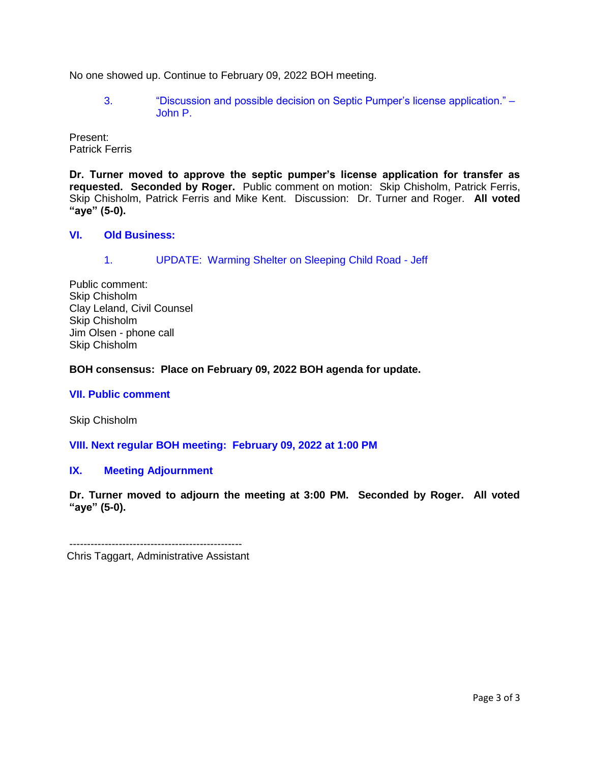No one showed up. Continue to February 09, 2022 BOH meeting.

3. "Discussion and possible decision on Septic Pumper's license application." – John P.

Present:
Patrick Ferris

**Dr. Turner moved to approve the septic pumper's license application for transfer as requested. Seconded by Roger.** Public comment on motion: Skip Chisholm, Patrick Ferris, Skip Chisholm, Patrick Ferris and Mike Kent. Discussion: Dr. Turner and Roger. **All voted "aye" (5-0).**

## VI. Old Business:

1. UPDATE: Warming Shelter on Sleeping Child Road - Jeff

Public comment:
Skip Chisholm
Clay Leland, Civil Counsel
Skip Chisholm
Jim Olsen - phone call
Skip Chisholm

**BOH consensus: Place on February 09, 2022 BOH agenda for update.**

## VII. Public comment

Skip Chisholm

## VIII. Next regular BOH meeting: February 09, 2022 at 1:00 PM

## IX. Meeting Adjournment

**Dr. Turner moved to adjourn the meeting at 3:00 PM. Seconded by Roger. All voted "aye" (5-0).**

-------------------------------------------------
Chris Taggart, Administrative Assistant